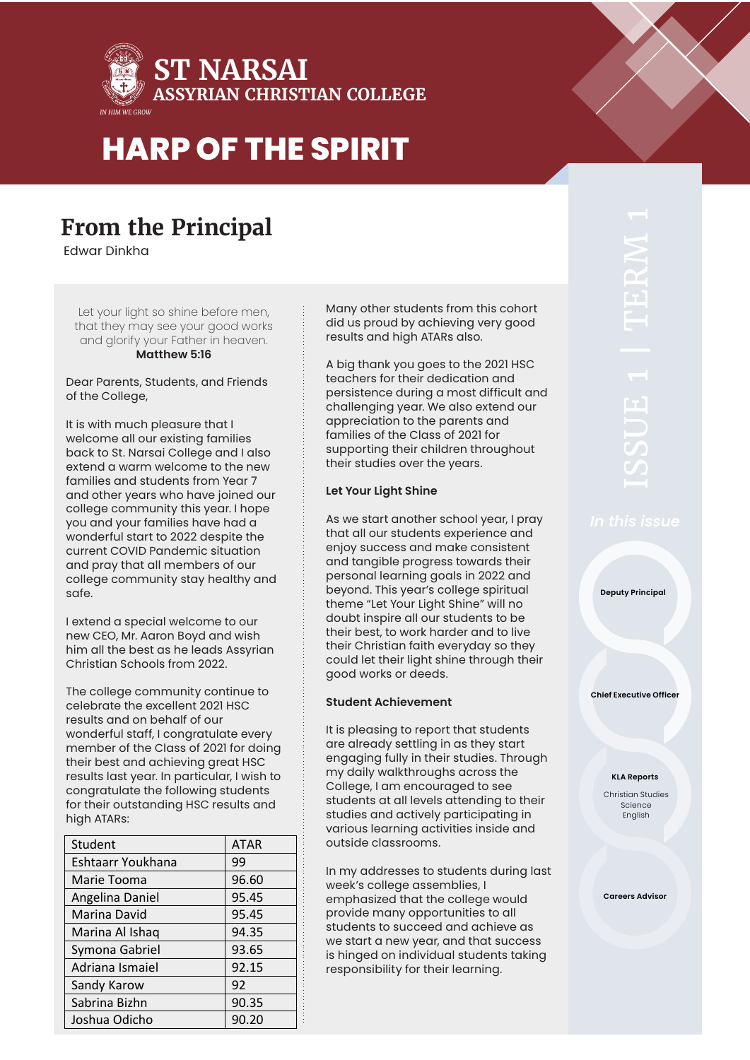# ST NARSAI ASSYRIAN CHRISTIAN COLLEGE

IN HIM WE GROW

# HARP OF THE SPIRIT

ISSUE 1 | TERM 1

## From the Principal

Edwar Dinkha

> Let your light so shine before men, that they may see your good works and glorify your Father in heaven.
> **Matthew 5:16**

Dear Parents, Students, and Friends of the College,

It is with much pleasure that I welcome all our existing families back to St. Narsai College and I also extend a warm welcome to the new families and students from Year 7 and other years who have joined our college community this year. I hope you and your families have had a wonderful start to 2022 despite the current COVID Pandemic situation and pray that all members of our college community stay healthy and safe.

I extend a special welcome to our new CEO, Mr. Aaron Boyd and wish him all the best as he leads Assyrian Christian Schools from 2022.

The college community continue to celebrate the excellent 2021 HSC results and on behalf of our wonderful staff, I congratulate every member of the Class of 2021 for doing their best and achieving great HSC results last year. In particular, I wish to congratulate the following students for their outstanding HSC results and high ATARs:

| Student | ATAR |
|---|---|
| Eshtaarr Youkhana | 99 |
| Marie Tooma | 96.60 |
| Angelina Daniel | 95.45 |
| Marina David | 95.45 |
| Marina Al Ishaq | 94.35 |
| Symona Gabriel | 93.65 |
| Adriana Ismaiel | 92.15 |
| Sandy Karow | 92 |
| Sabrina Bizhn | 90.35 |
| Joshua Odicho | 90.20 |

Many other students from this cohort did us proud by achieving very good results and high ATARs also.

A big thank you goes to the 2021 HSC teachers for their dedication and persistence during a most difficult and challenging year. We also extend our appreciation to the parents and families of the Class of 2021 for supporting their children throughout their studies over the years.

### Let Your Light Shine

As we start another school year, I pray that all our students experience and enjoy success and make consistent and tangible progress towards their personal learning goals in 2022 and beyond. This year's college spiritual theme "Let Your Light Shine" will no doubt inspire all our students to be their best, to work harder and to live their Christian faith everyday so they could let their light shine through their good works or deeds.

### Student Achievement

It is pleasing to report that students are already settling in as they start engaging fully in their studies. Through my daily walkthroughs across the College, I am encouraged to see students at all levels attending to their studies and actively participating in various learning activities inside and outside classrooms.

In my addresses to students during last week's college assemblies, I emphasized that the college would provide many opportunities to all students to succeed and achieve as we start a new year, and that success is hinged on individual students taking responsibility for their learning.

*In this issue*

- Deputy Principal
- Chief Executive Officer
- KLA Reports
  - Christian Studies
  - Science
  - English
- Careers Advisor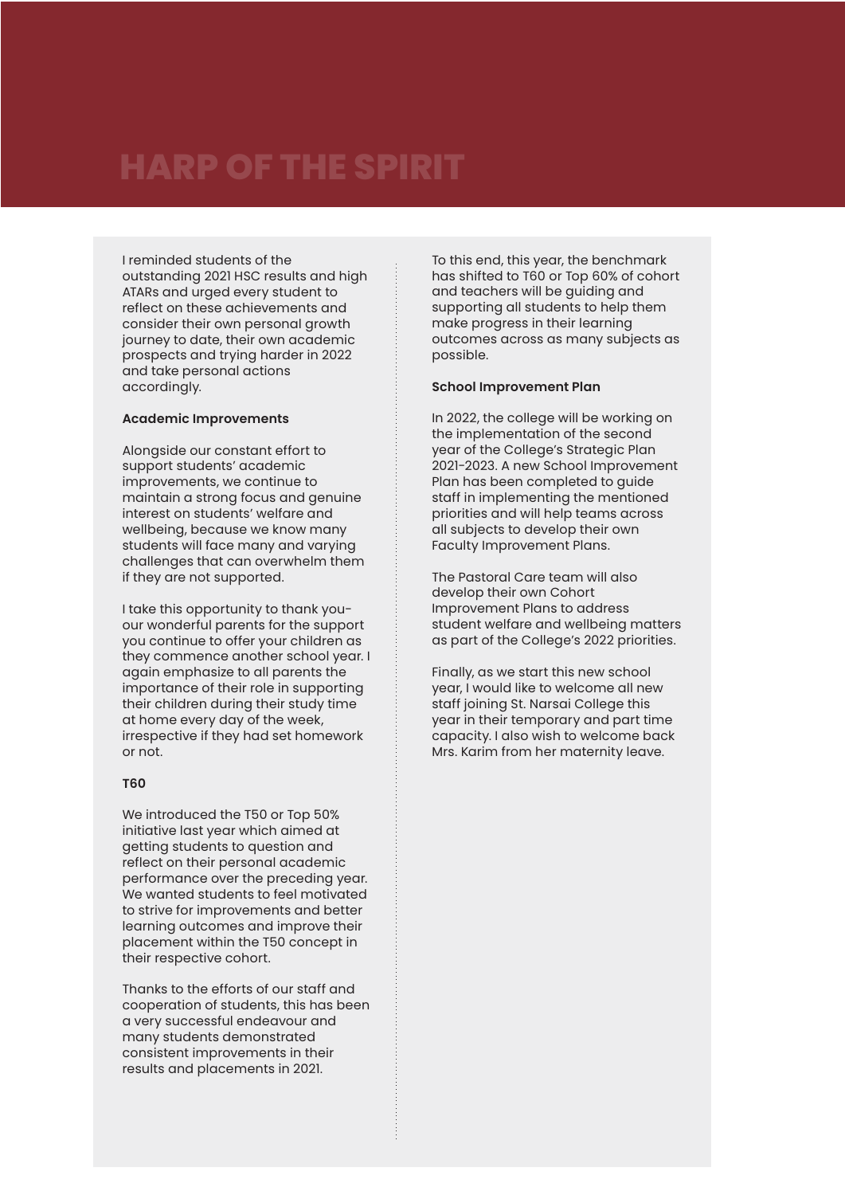# HARP OF THE SPIRIT

I reminded students of the outstanding 2021 HSC results and high ATARs and urged every student to reflect on these achievements and consider their own personal growth journey to date, their own academic prospects and trying harder in 2022 and take personal actions accordingly.

**Academic Improvements**

Alongside our constant effort to support students' academic improvements, we continue to maintain a strong focus and genuine interest on students' welfare and wellbeing, because we know many students will face many and varying challenges that can overwhelm them if they are not supported.

I take this opportunity to thank you- our wonderful parents for the support you continue to offer your children as they commence another school year. I again emphasize to all parents the importance of their role in supporting their children during their study time at home every day of the week, irrespective if they had set homework or not.

**T60**

We introduced the T50 or Top 50% initiative last year which aimed at getting students to question and reflect on their personal academic performance over the preceding year. We wanted students to feel motivated to strive for improvements and better learning outcomes and improve their placement within the T50 concept in their respective cohort.

Thanks to the efforts of our staff and cooperation of students, this has been a very successful endeavour and many students demonstrated consistent improvements in their results and placements in 2021.

To this end, this year, the benchmark has shifted to T60 or Top 60% of cohort and teachers will be guiding and supporting all students to help them make progress in their learning outcomes across as many subjects as possible.

**School Improvement Plan**

In 2022, the college will be working on the implementation of the second year of the College's Strategic Plan 2021-2023. A new School Improvement Plan has been completed to guide staff in implementing the mentioned priorities and will help teams across all subjects to develop their own Faculty Improvement Plans.

The Pastoral Care team will also develop their own Cohort Improvement Plans to address student welfare and wellbeing matters as part of the College's 2022 priorities.

Finally, as we start this new school year, I would like to welcome all new staff joining St. Narsai College this year in their temporary and part time capacity. I also wish to welcome back Mrs. Karim from her maternity leave.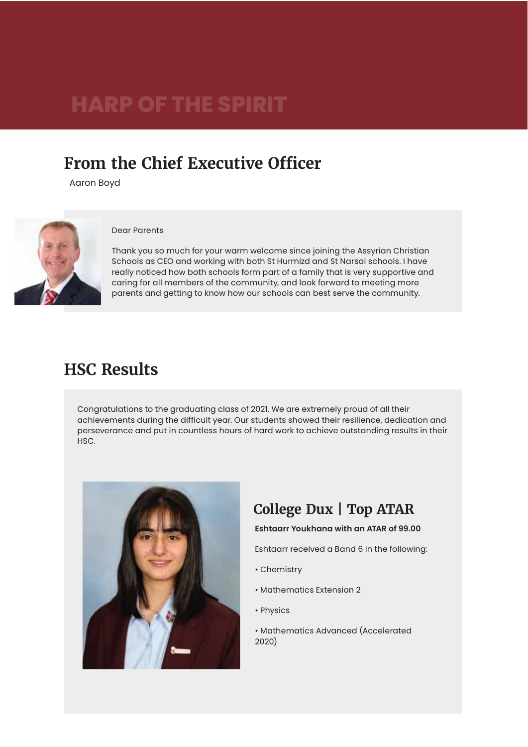# HARP OF THE SPIRIT

## From the Chief Executive Officer

Aaron Boyd

Dear Parents

Thank you so much for your warm welcome since joining the Assyrian Christian Schools as CEO and working with both St Hurmizd and St Narsai schools. I have really noticed how both schools form part of a family that is very supportive and caring for all members of the community, and look forward to meeting more parents and getting to know how our schools can best serve the community.

## HSC Results

Congratulations to the graduating class of 2021. We are extremely proud of all their achievements during the difficult year. Our students showed their resilience, dedication and perseverance and put in countless hours of hard work to achieve outstanding results in their HSC.

### College Dux | Top ATAR

**Eshtaarr Youkhana with an ATAR of 99.00**

Eshtaarr received a Band 6 in the following:

- Chemistry
- Mathematics Extension 2
- Physics
- Mathematics Advanced (Accelerated 2020)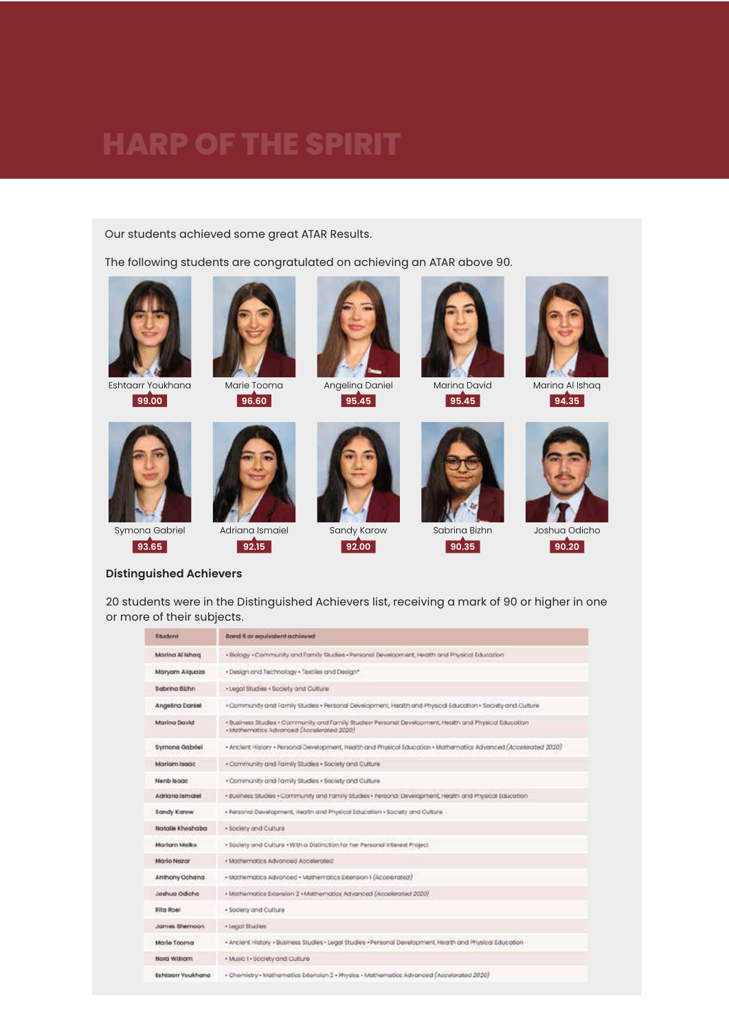# HARP OF THE SPIRIT

Our students achieved some great ATAR Results.

The following students are congratulated on achieving an ATAR above 90.

| Student | ATAR |
|---|---|
| Eshtaarr Youkhana | 99.00 |
| Marie Tooma | 96.60 |
| Angelina Daniel | 95.45 |
| Marina David | 95.45 |
| Marina Al Ishaq | 94.35 |
| Symona Gabriel | 93.65 |
| Adriana Ismaiel | 92.15 |
| Sandy Karow | 92.00 |
| Sabrina Bizhn | 90.35 |
| Joshua Odicho | 90.20 |

**Distinguished Achievers**

20 students were in the Distinguished Achievers list, receiving a mark of 90 or higher in one or more of their subjects.

| Student | Band 6 or equivalent achieved |
|---|---|
| Marina Al Ishaq | • Biology • Community and Family Studies • Personal Development, Health and Physical Education |
| Maryam Alquoza | • Design and Technology • Textiles and Design* |
| Sabrina Bizhn | • Legal Studies • Society and Culture |
| Angelina Daniel | • Community and Family Studies • Personal Development, Health and Physical Education • Society and Culture |
| Marina David | • Business Studies • Community and Family Studies • Personal Development, Health and Physical Education • Mathematics Advanced (*Accelerated 2020*) |
| Symona Gabriel | • Ancient History • Personal Development, Health and Physical Education • Mathematics Advanced (*Accelerated 2020*) |
| Mariam Isaac | • Community and Family Studies • Society and Culture |
| Nenb Isaac | • Community and Family Studies • Society and Culture |
| Adriana Ismaiel | • Business Studies • Community and Family Studies • Personal Development, Health and Physical Education |
| Sandy Karow | • Personal Development, Health and Physical Education • Society and Culture |
| Natalie Khoshaba | • Society and Culture |
| Mariam Malko | • Society and Culture • With a Distinction for her Personal Interest Project |
| Mario Nazar | • Mathematics Advanced Accelerated |
| Anthony Ochana | • Mathematics Advanced • Mathematics Extension 1 (*Accelerated*) |
| Joshua Odicho | • Mathematics Extension 2 • Mathematics Advanced (*Accelerated 2020*) |
| Rita Roel | • Society and Culture |
| James Shemoon | • Legal Studies |
| Marie Tooma | • Ancient History • Business Studies • Legal Studies • Personal Development, Health and Physical Education |
| Nora William | • Music 1 • Society and Culture |
| Eshtaarr Youkhana | • Chemistry • Mathematics Extension 2 • Physics • Mathematics Advanced (*Accelerated 2020*) |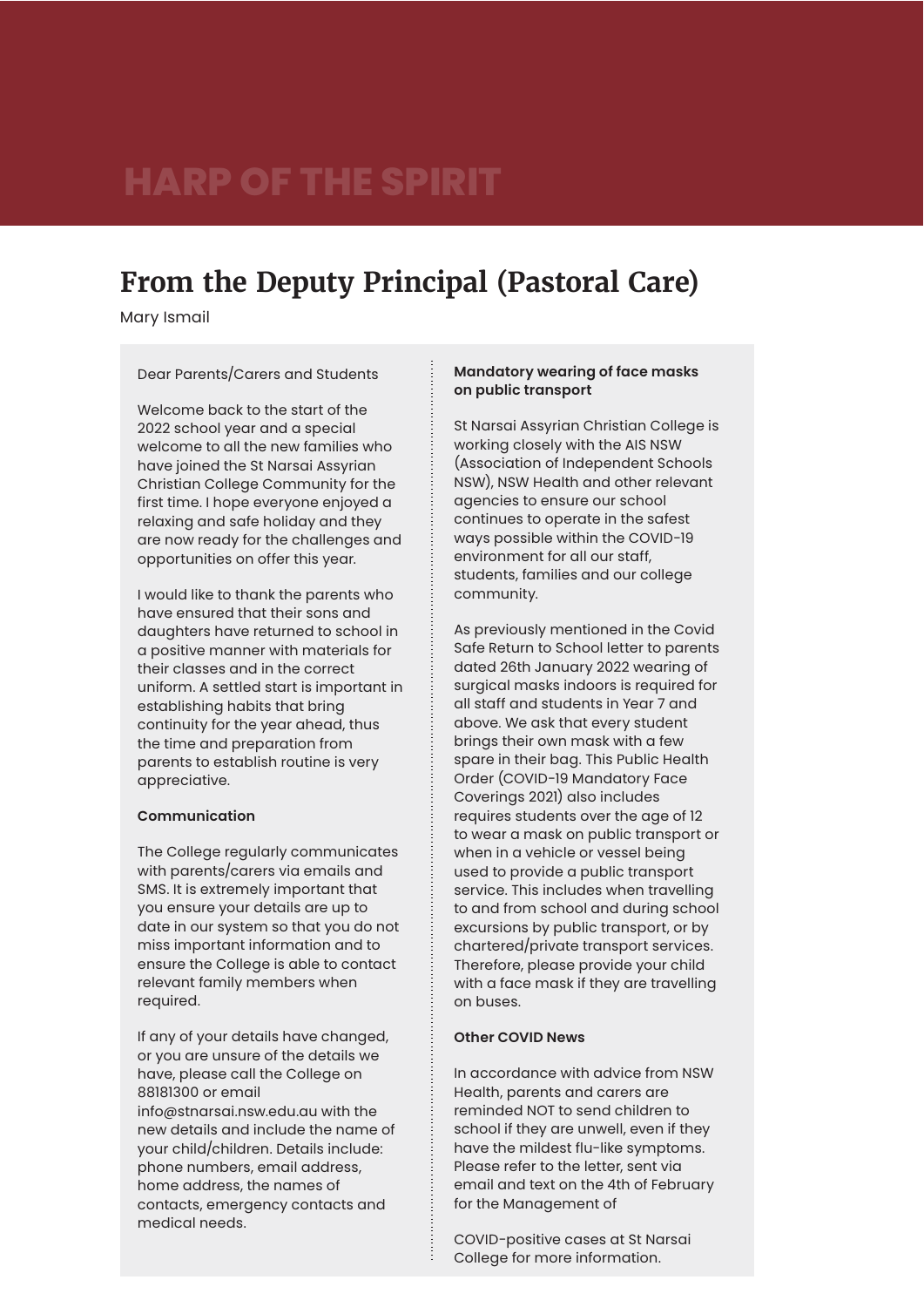# From the Deputy Principal (Pastoral Care)

Mary Ismail

Dear Parents/Carers and Students

Welcome back to the start of the 2022 school year and a special welcome to all the new families who have joined the St Narsai Assyrian Christian College Community for the first time. I hope everyone enjoyed a relaxing and safe holiday and they are now ready for the challenges and opportunities on offer this year.

I would like to thank the parents who have ensured that their sons and daughters have returned to school in a positive manner with materials for their classes and in the correct uniform. A settled start is important in establishing habits that bring continuity for the year ahead, thus the time and preparation from parents to establish routine is very appreciative.

**Communication**

The College regularly communicates with parents/carers via emails and SMS. It is extremely important that you ensure your details are up to date in our system so that you do not miss important information and to ensure the College is able to contact relevant family members when required.

If any of your details have changed, or you are unsure of the details we have, please call the College on 88181300 or email info@stnarsai.nsw.edu.au with the new details and include the name of your child/children. Details include: phone numbers, email address, home address, the names of contacts, emergency contacts and medical needs.

**Mandatory wearing of face masks on public transport**

St Narsai Assyrian Christian College is working closely with the AIS NSW (Association of Independent Schools NSW), NSW Health and other relevant agencies to ensure our school continues to operate in the safest ways possible within the COVID-19 environment for all our staff, students, families and our college community.

As previously mentioned in the Covid Safe Return to School letter to parents dated 26th January 2022 wearing of surgical masks indoors is required for all staff and students in Year 7 and above. We ask that every student brings their own mask with a few spare in their bag. This Public Health Order (COVID-19 Mandatory Face Coverings 2021) also includes requires students over the age of 12 to wear a mask on public transport or when in a vehicle or vessel being used to provide a public transport service. This includes when travelling to and from school and during school excursions by public transport, or by chartered/private transport services. Therefore, please provide your child with a face mask if they are travelling on buses.

**Other COVID News**

In accordance with advice from NSW Health, parents and carers are reminded NOT to send children to school if they are unwell, even if they have the mildest flu-like symptoms. Please refer to the letter, sent via email and text on the 4th of February for the Management of

COVID-positive cases at St Narsai College for more information.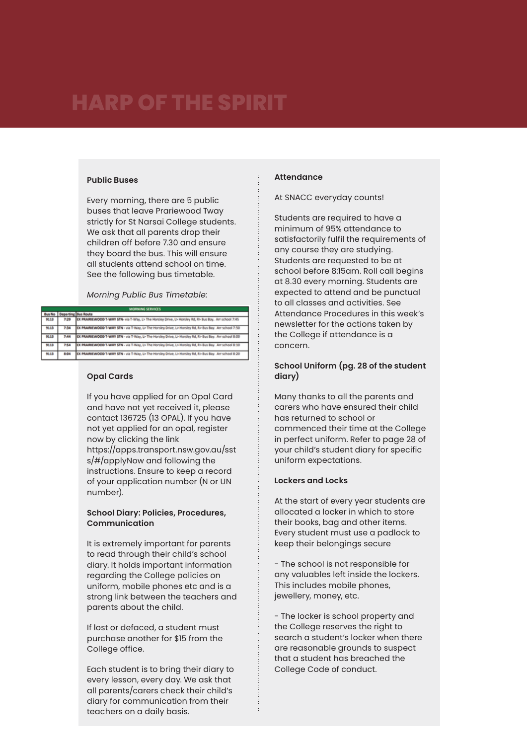# HARP OF THE SPIRIT

### Public Buses

Every morning, there are 5 public buses that leave Prariewood Tway strictly for St Narsai College students. We ask that all parents drop their children off before 7.30 and ensure they board the bus. This will ensure all students attend school on time. See the following bus timetable.

*Morning Public Bus Timetable*:

| MORNING SERVICES | | |
|---|---|---|
| Bus No. | Departing | Bus Route |
| 9113 | 7:29 | EX PRAIRIEWOOD T-WAY STN - via T-Way, L> The Horsley Drive, L> Horsley Rd, R> Bus Bay. Arr school 7:45 |
| 9113 | 7:34 | EX PRAIRIEWOOD T-WAY STN - via T-Way, L> The Horsley Drive, L> Horsley Rd, R> Bus Bay. Arr school 7:50 |
| 9113 | 7:44 | EX PRAIRIEWOOD T-WAY STN - via T-Way, L> The Horsley Drive, L> Horsley Rd, R> Bus Bay. Arr school 8:00 |
| 9113 | 7:54 | EX PRAIRIEWOOD T-WAY STN - via T-Way, L> The Horsley Drive, L> Horsley Rd, R> Bus Bay. Arr school 8:10 |
| 9113 | 8:04 | EX PRAIRIEWOOD T-WAY STN - via T-Way, L> The Horsley Drive, L> Horsley Rd, R> Bus Bay. Arr school 8:20 |

### Opal Cards

If you have applied for an Opal Card and have not yet received it, please contact 136725 (13 OPAL). If you have not yet applied for an opal, register now by clicking the link https://apps.transport.nsw.gov.au/ssts/#/applyNow and following the instructions. Ensure to keep a record of your application number (N or UN number).

### School Diary: Policies, Procedures, Communication

It is extremely important for parents to read through their child's school diary. It holds important information regarding the College policies on uniform, mobile phones etc and is a strong link between the teachers and parents about the child.

If lost or defaced, a student must purchase another for $15 from the College office.

Each student is to bring their diary to every lesson, every day. We ask that all parents/carers check their child's diary for communication from their teachers on a daily basis.

### Attendance

At SNACC everyday counts!

Students are required to have a minimum of 95% attendance to satisfactorily fulfil the requirements of any course they are studying. Students are requested to be at school before 8:15am. Roll call begins at 8.30 every morning. Students are expected to attend and be punctual to all classes and activities. See Attendance Procedures in this week's newsletter for the actions taken by the College if attendance is a concern.

### School Uniform (pg. 28 of the student diary)

Many thanks to all the parents and carers who have ensured their child has returned to school or commenced their time at the College in perfect uniform. Refer to page 28 of your child's student diary for specific uniform expectations.

### Lockers and Locks

At the start of every year students are allocated a locker in which to store their books, bag and other items. Every student must use a padlock to keep their belongings secure

- The school is not responsible for any valuables left inside the lockers. This includes mobile phones, jewellery, money, etc.

- The locker is school property and the College reserves the right to search a student's locker when there are reasonable grounds to suspect that a student has breached the College Code of conduct.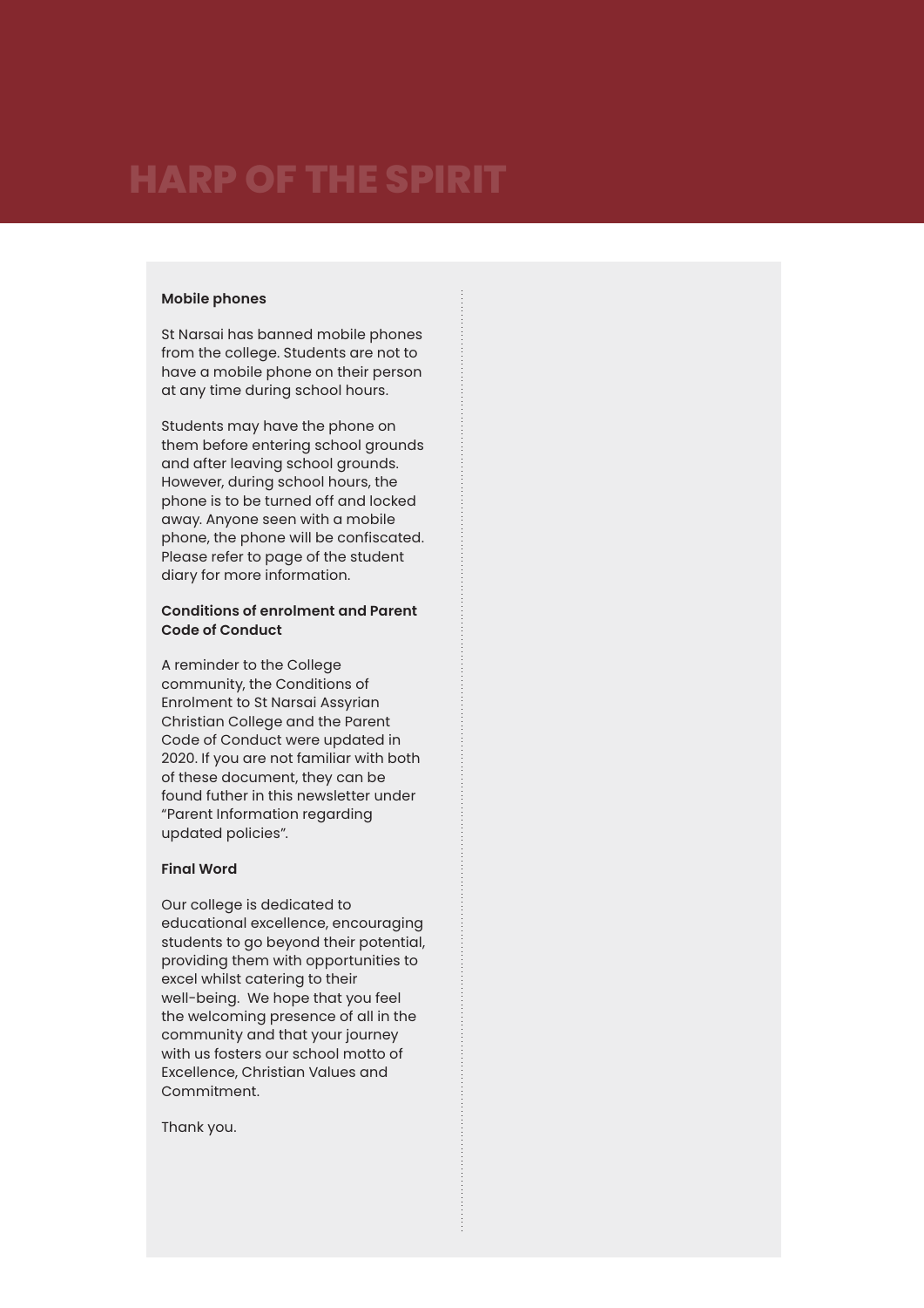**Mobile phones**

St Narsai has banned mobile phones from the college. Students are not to have a mobile phone on their person at any time during school hours.

Students may have the phone on them before entering school grounds and after leaving school grounds. However, during school hours, the phone is to be turned off and locked away. Anyone seen with a mobile phone, the phone will be confiscated. Please refer to page of the student diary for more information.

**Conditions of enrolment and Parent Code of Conduct**

A reminder to the College community, the Conditions of Enrolment to St Narsai Assyrian Christian College and the Parent Code of Conduct were updated in 2020. If you are not familiar with both of these document, they can be found futher in this newsletter under "Parent Information regarding updated policies".

**Final Word**

Our college is dedicated to educational excellence, encouraging students to go beyond their potential, providing them with opportunities to excel whilst catering to their well-being. We hope that you feel the welcoming presence of all in the community and that your journey with us fosters our school motto of Excellence, Christian Values and Commitment.

Thank you.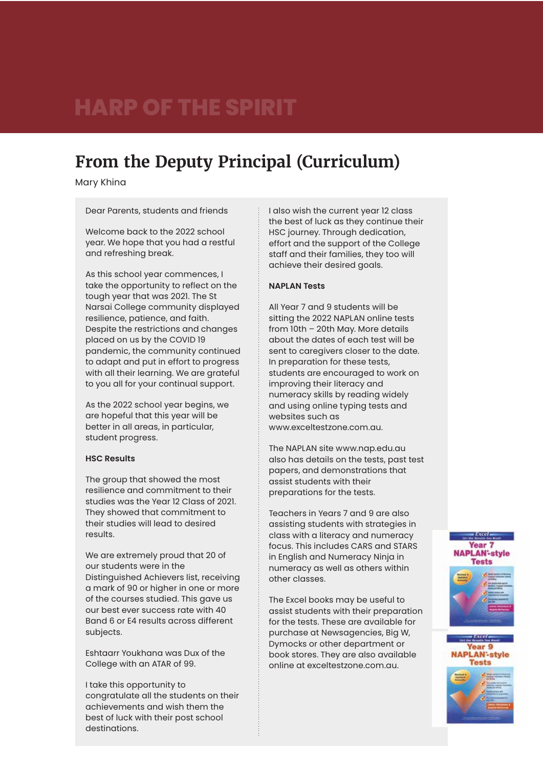# From the Deputy Principal (Curriculum)

Mary Khina

Dear Parents, students and friends

Welcome back to the 2022 school year. We hope that you had a restful and refreshing break.

As this school year commences, I take the opportunity to reflect on the tough year that was 2021. The St Narsai College community displayed resilience, patience, and faith. Despite the restrictions and changes placed on us by the COVID 19 pandemic, the community continued to adapt and put in effort to progress with all their learning. We are grateful to you all for your continual support.

As the 2022 school year begins, we are hopeful that this year will be better in all areas, in particular, student progress.

**HSC Results**

The group that showed the most resilience and commitment to their studies was the Year 12 Class of 2021. They showed that commitment to their studies will lead to desired results.

We are extremely proud that 20 of our students were in the Distinguished Achievers list, receiving a mark of 90 or higher in one or more of the courses studied. This gave us our best ever success rate with 40 Band 6 or E4 results across different subjects.

Eshtaarr Youkhana was Dux of the College with an ATAR of 99.

I take this opportunity to congratulate all the students on their achievements and wish them the best of luck with their post school destinations.

I also wish the current year 12 class the best of luck as they continue their HSC journey. Through dedication, effort and the support of the College staff and their families, they too will achieve their desired goals.

**NAPLAN Tests**

All Year 7 and 9 students will be sitting the 2022 NAPLAN online tests from 10th – 20th May. More details about the dates of each test will be sent to caregivers closer to the date. In preparation for these tests, students are encouraged to work on improving their literacy and numeracy skills by reading widely and using online typing tests and websites such as www.exceltestzone.com.au.

The NAPLAN site www.nap.edu.au also has details on the tests, past test papers, and demonstrations that assist students with their preparations for the tests.

Teachers in Years 7 and 9 are also assisting students with strategies in class with a literacy and numeracy focus. This includes CARS and STARS in English and Numeracy Ninja in numeracy as well as others within other classes.

The Excel books may be useful to assist students with their preparation for the tests. These are available for purchase at Newsagencies, Big W, Dymocks or other department or book stores. They are also available online at exceltestzone.com.au.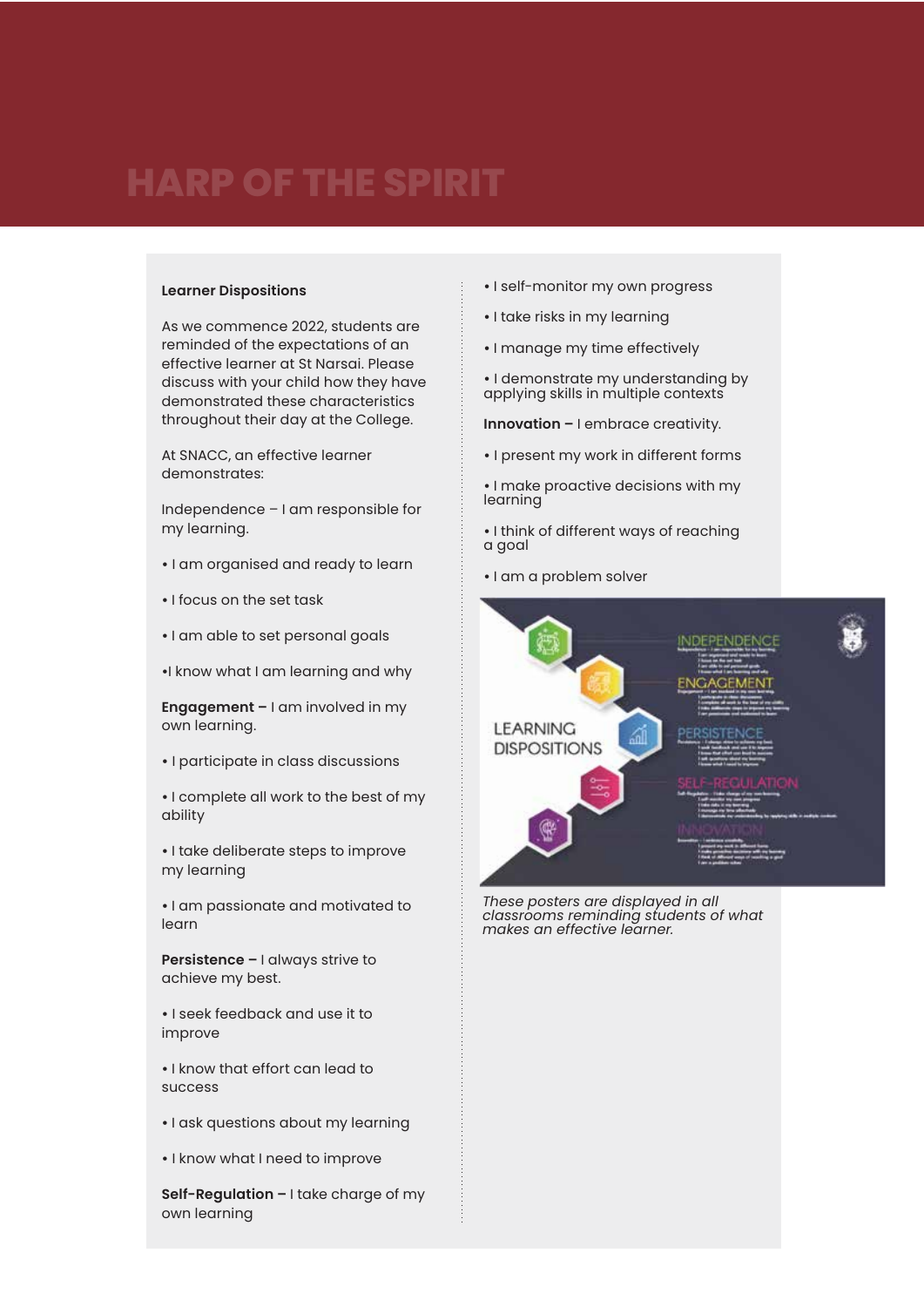# HARP OF THE SPIRIT

**Learner Dispositions**

As we commence 2022, students are reminded of the expectations of an effective learner at St Narsai. Please discuss with your child how they have demonstrated these characteristics throughout their day at the College.

At SNACC, an effective learner demonstrates:

Independence – I am responsible for my learning.

- I am organised and ready to learn
- I focus on the set task
- I am able to set personal goals
- I know what I am learning and why

**Engagement –** I am involved in my own learning.

- I participate in class discussions
- I complete all work to the best of my ability
- I take deliberate steps to improve my learning
- I am passionate and motivated to learn

**Persistence –** I always strive to achieve my best.

- I seek feedback and use it to improve
- I know that effort can lead to success
- I ask questions about my learning
- I know what I need to improve

**Self-Regulation –** I take charge of my own learning

- I self-monitor my own progress
- I take risks in my learning
- I manage my time effectively
- I demonstrate my understanding by applying skills in multiple contexts

**Innovation –** I embrace creativity.

- I present my work in different forms
- I make proactive decisions with my learning
- I think of different ways of reaching a goal
- I am a problem solver

*These posters are displayed in all classrooms reminding students of what makes an effective learner.*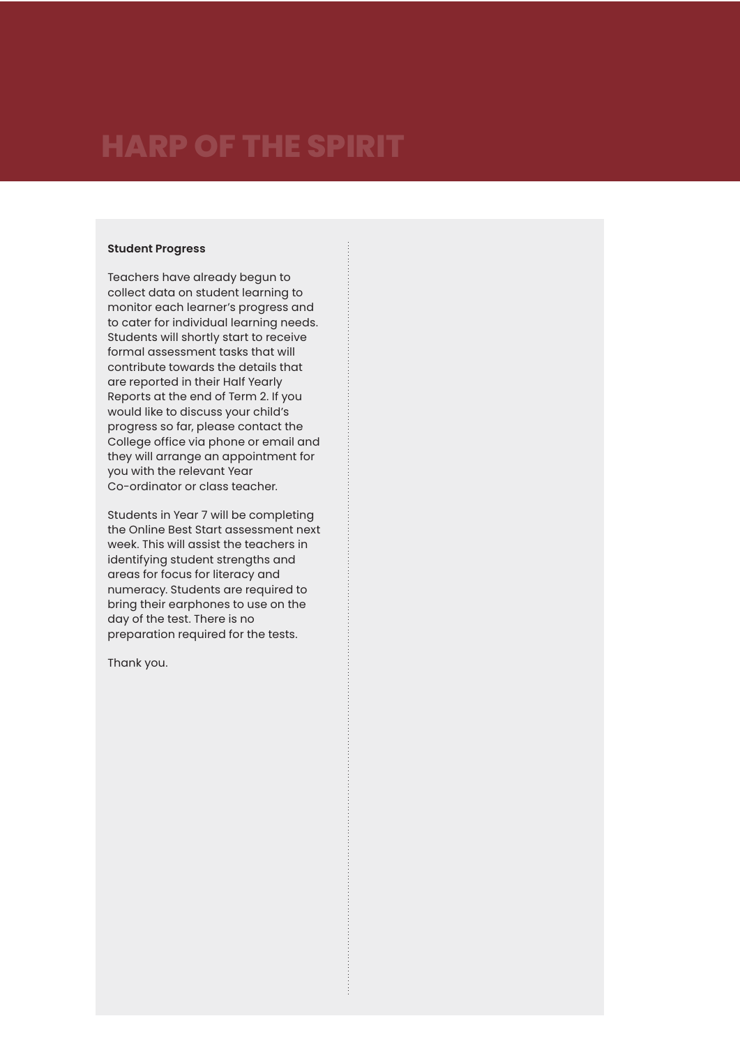# HARP OF THE SPIRIT

**Student Progress**

Teachers have already begun to collect data on student learning to monitor each learner's progress and to cater for individual learning needs. Students will shortly start to receive formal assessment tasks that will contribute towards the details that are reported in their Half Yearly Reports at the end of Term 2. If you would like to discuss your child's progress so far, please contact the College office via phone or email and they will arrange an appointment for you with the relevant Year Co-ordinator or class teacher.

Students in Year 7 will be completing the Online Best Start assessment next week. This will assist the teachers in identifying student strengths and areas for focus for literacy and numeracy. Students are required to bring their earphones to use on the day of the test. There is no preparation required for the tests.

Thank you.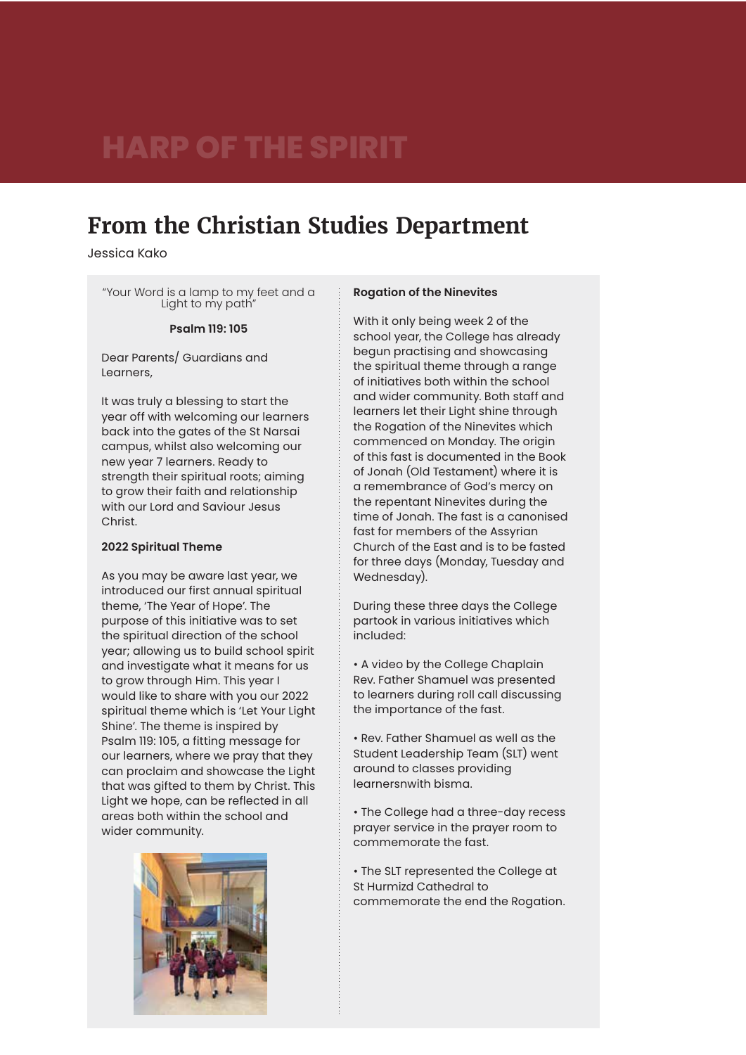HARP OF THE SPIRIT

# From the Christian Studies Department

Jessica Kako

"Your Word is a lamp to my feet and a Light to my path"

**Psalm 119: 105**

Dear Parents/ Guardians and Learners,

It was truly a blessing to start the year off with welcoming our learners back into the gates of the St Narsai campus, whilst also welcoming our new year 7 learners. Ready to strength their spiritual roots; aiming to grow their faith and relationship with our Lord and Saviour Jesus Christ.

**2022 Spiritual Theme**

As you may be aware last year, we introduced our first annual spiritual theme, 'The Year of Hope'. The purpose of this initiative was to set the spiritual direction of the school year; allowing us to build school spirit and investigate what it means for us to grow through Him. This year I would like to share with you our 2022 spiritual theme which is 'Let Your Light Shine'. The theme is inspired by Psalm 119: 105, a fitting message for our learners, where we pray that they can proclaim and showcase the Light that was gifted to them by Christ. This Light we hope, can be reflected in all areas both within the school and wider community.

**Rogation of the Ninevites**

With it only being week 2 of the school year, the College has already begun practising and showcasing the spiritual theme through a range of initiatives both within the school and wider community. Both staff and learners let their Light shine through the Rogation of the Ninevites which commenced on Monday. The origin of this fast is documented in the Book of Jonah (Old Testament) where it is a remembrance of God's mercy on the repentant Ninevites during the time of Jonah. The fast is a canonised fast for members of the Assyrian Church of the East and is to be fasted for three days (Monday, Tuesday and Wednesday).

During these three days the College partook in various initiatives which included:

- A video by the College Chaplain Rev. Father Shamuel was presented to learners during roll call discussing the importance of the fast.
- Rev. Father Shamuel as well as the Student Leadership Team (SLT) went around to classes providing learnersnwith bisma.
- The College had a three-day recess prayer service in the prayer room to commemorate the fast.
- The SLT represented the College at St Hurmizd Cathedral to commemorate the end the Rogation.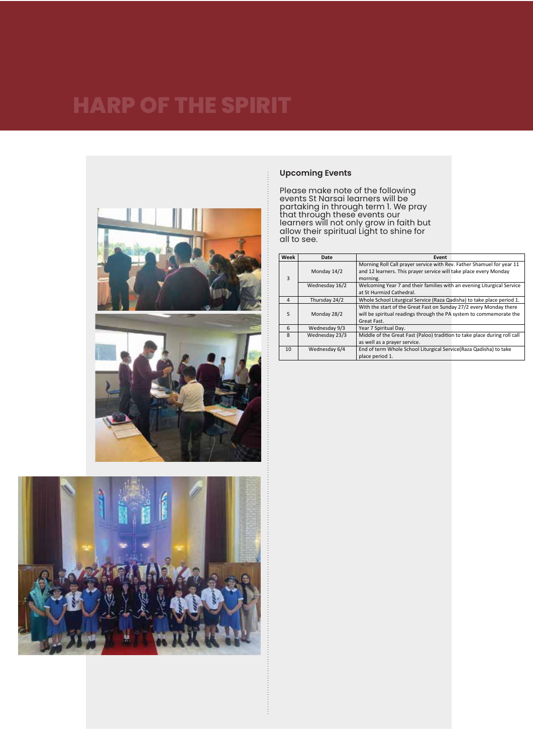# HARP OF THE SPIRIT

## Upcoming Events

Please make note of the following events St Narsai learners will be partaking in through term 1. We pray that through these events our learners will not only grow in faith but allow their spiritual Light to shine for all to see.

| Week | Date | Event |
| --- | --- | --- |
| 3 | Monday 14/2 | Morning Roll Call prayer service with Rev. Father Shamuel for year 11 and 12 learners. This prayer service will take place every Monday morning. |
| | Wednesday 16/2 | Welcoming Year 7 and their families with an evening Liturgical Service at St Hurmizd Cathedral. |
| 4 | Thursday 24/2 | Whole School Liturgical Service (Raza Qadisha) to take place period 1. |
| 5 | Monday 28/2 | With the start of the Great Fast on Sunday 27/2 every Monday there will be spiritual readings through the PA system to commemorate the Great Fast. |
| 6 | Wednesday 9/3 | Year 7 Spiritual Day. |
| 8 | Wednesday 23/3 | Middle of the Great Fast (Paloo) tradition to take place during roll call as well as a prayer service. |
| 10 | Wednesday 6/4 | End of term Whole School Liturgical Service(Raza Qadisha) to take place period 1. |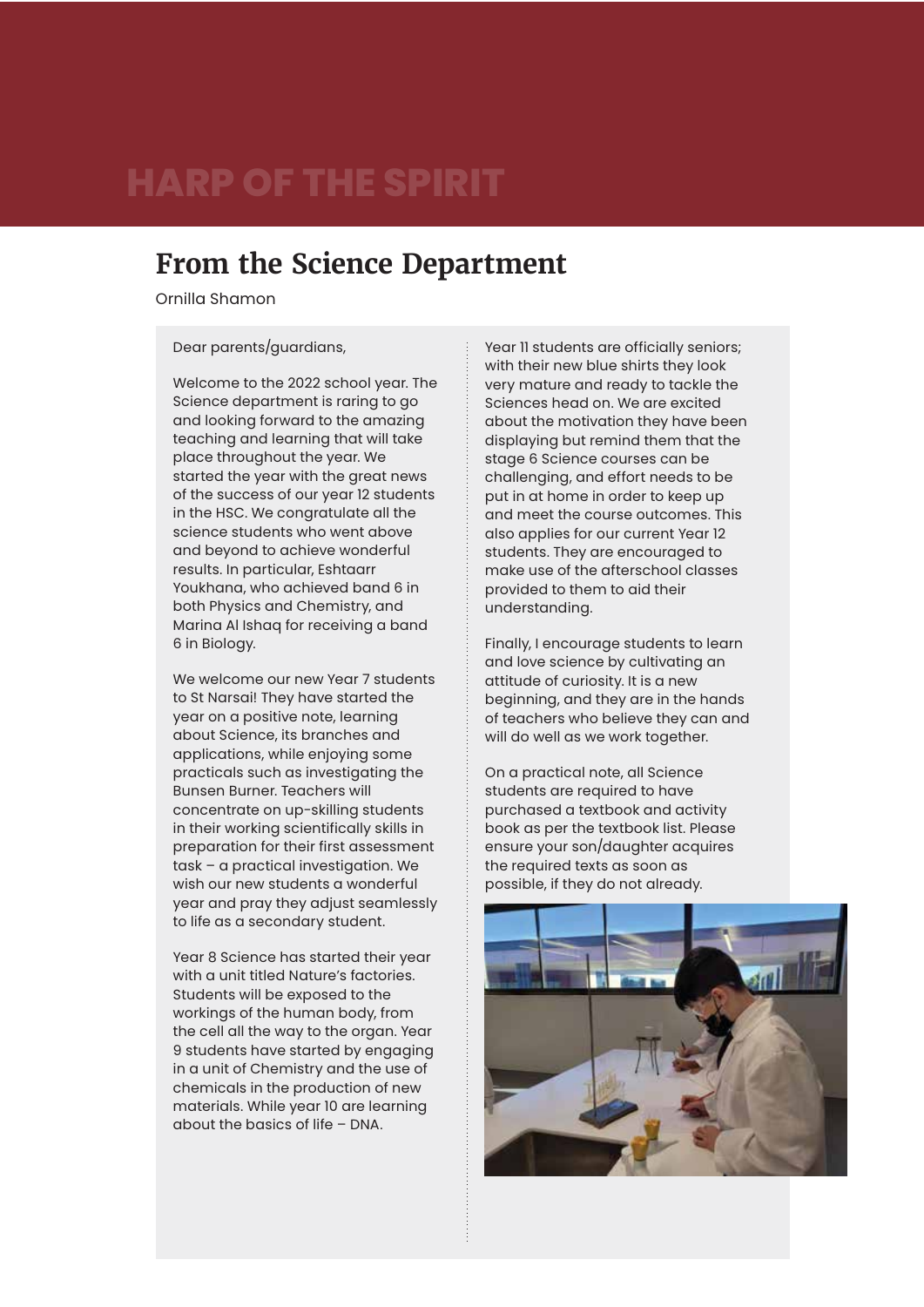## From the Science Department

Ornilla Shamon

Dear parents/guardians,

Welcome to the 2022 school year. The Science department is raring to go and looking forward to the amazing teaching and learning that will take place throughout the year. We started the year with the great news of the success of our year 12 students in the HSC. We congratulate all the science students who went above and beyond to achieve wonderful results. In particular, Eshtaarr Youkhana, who achieved band 6 in both Physics and Chemistry, and Marina Al Ishaq for receiving a band 6 in Biology.

We welcome our new Year 7 students to St Narsai! They have started the year on a positive note, learning about Science, its branches and applications, while enjoying some practicals such as investigating the Bunsen Burner. Teachers will concentrate on up-skilling students in their working scientifically skills in preparation for their first assessment task – a practical investigation. We wish our new students a wonderful year and pray they adjust seamlessly to life as a secondary student.

Year 8 Science has started their year with a unit titled Nature's factories. Students will be exposed to the workings of the human body, from the cell all the way to the organ. Year 9 students have started by engaging in a unit of Chemistry and the use of chemicals in the production of new materials. While year 10 are learning about the basics of life – DNA.

Year 11 students are officially seniors; with their new blue shirts they look very mature and ready to tackle the Sciences head on. We are excited about the motivation they have been displaying but remind them that the stage 6 Science courses can be challenging, and effort needs to be put in at home in order to keep up and meet the course outcomes. This also applies for our current Year 12 students. They are encouraged to make use of the afterschool classes provided to them to aid their understanding.

Finally, I encourage students to learn and love science by cultivating an attitude of curiosity. It is a new beginning, and they are in the hands of teachers who believe they can and will do well as we work together.

On a practical note, all Science students are required to have purchased a textbook and activity book as per the textbook list. Please ensure your son/daughter acquires the required texts as soon as possible, if they do not already.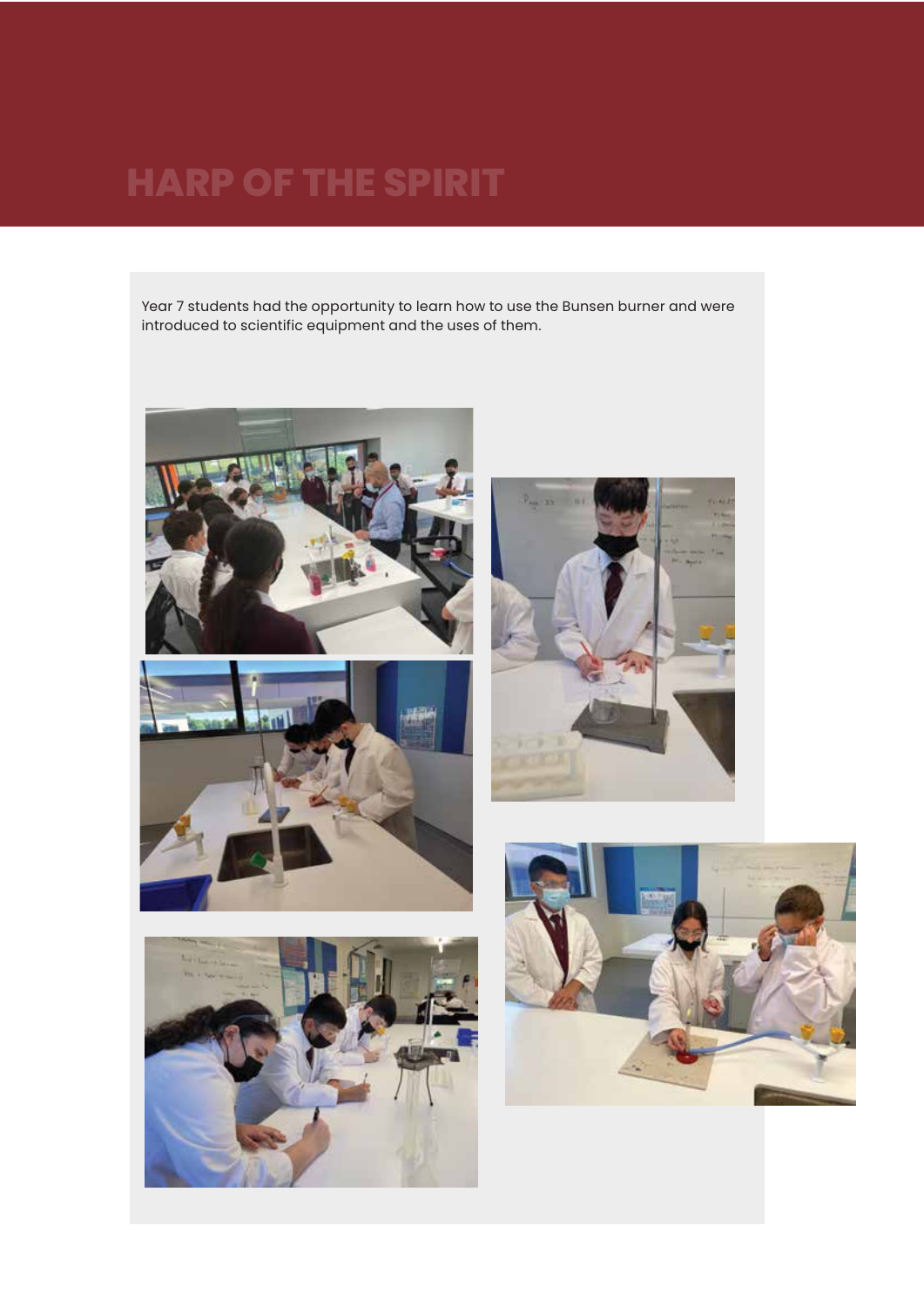# HARP OF THE SPIRIT

Year 7 students had the opportunity to learn how to use the Bunsen burner and were introduced to scientific equipment and the uses of them.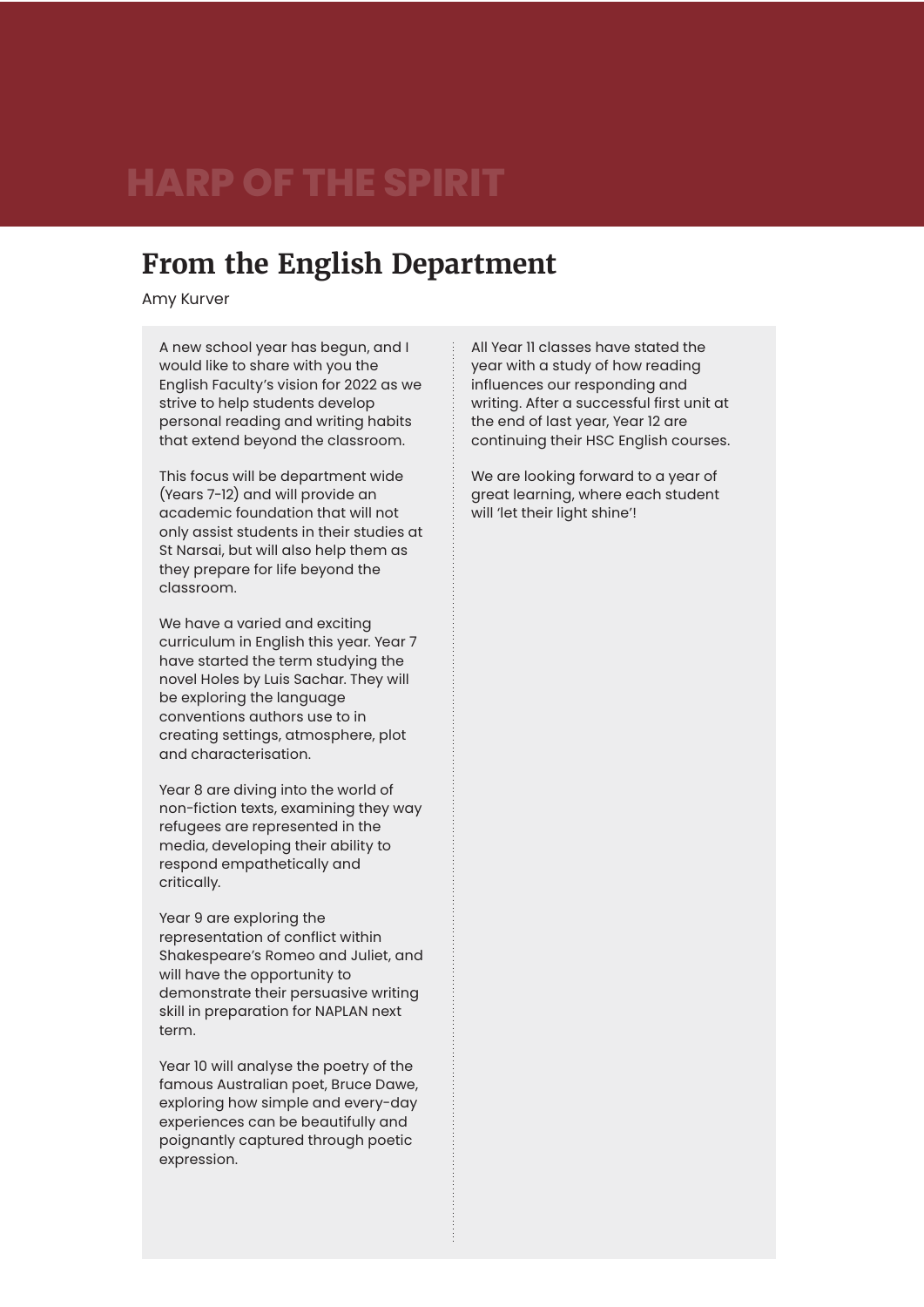## From the English Department

Amy Kurver

A new school year has begun, and I would like to share with you the English Faculty's vision for 2022 as we strive to help students develop personal reading and writing habits that extend beyond the classroom.

This focus will be department wide (Years 7-12) and will provide an academic foundation that will not only assist students in their studies at St Narsai, but will also help them as they prepare for life beyond the classroom.

We have a varied and exciting curriculum in English this year. Year 7 have started the term studying the novel Holes by Luis Sachar. They will be exploring the language conventions authors use to in creating settings, atmosphere, plot and characterisation.

Year 8 are diving into the world of non-fiction texts, examining they way refugees are represented in the media, developing their ability to respond empathetically and critically.

Year 9 are exploring the representation of conflict within Shakespeare's Romeo and Juliet, and will have the opportunity to demonstrate their persuasive writing skill in preparation for NAPLAN next term.

Year 10 will analyse the poetry of the famous Australian poet, Bruce Dawe, exploring how simple and every-day experiences can be beautifully and poignantly captured through poetic expression.

All Year 11 classes have stated the year with a study of how reading influences our responding and writing. After a successful first unit at the end of last year, Year 12 are continuing their HSC English courses.

We are looking forward to a year of great learning, where each student will 'let their light shine'!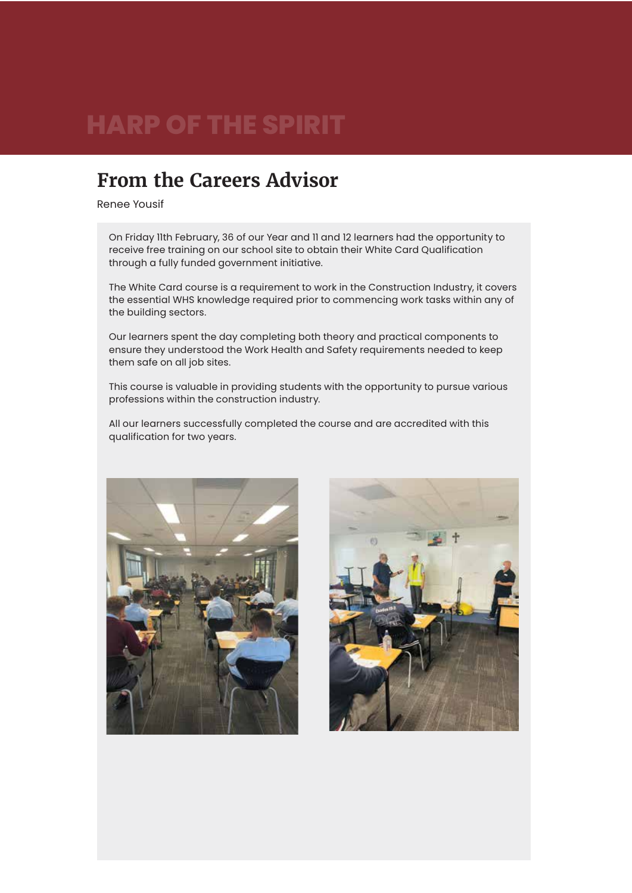# From the Careers Advisor

Renee Yousif

On Friday 11th February, 36 of our Year and 11 and 12 learners had the opportunity to receive free training on our school site to obtain their White Card Qualification through a fully funded government initiative.

The White Card course is a requirement to work in the Construction Industry, it covers the essential WHS knowledge required prior to commencing work tasks within any of the building sectors.

Our learners spent the day completing both theory and practical components to ensure they understood the Work Health and Safety requirements needed to keep them safe on all job sites.

This course is valuable in providing students with the opportunity to pursue various professions within the construction industry.

All our learners successfully completed the course and are accredited with this qualification for two years.